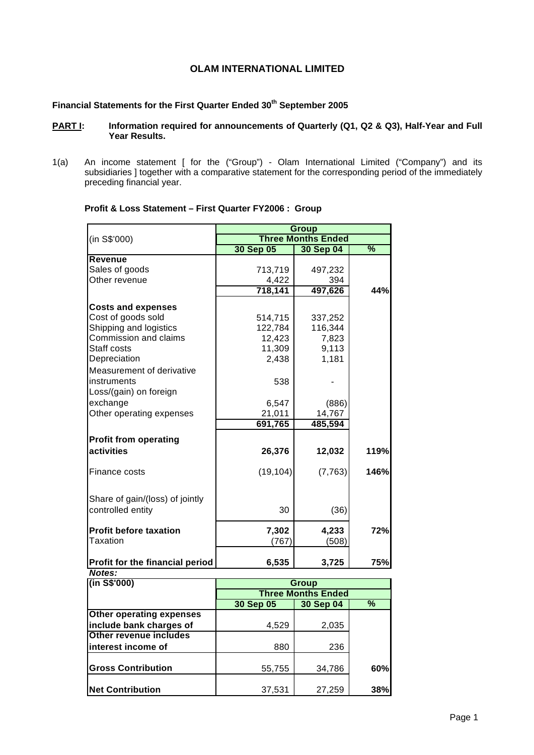# OLAM INTERNATIONAL LIMITED

## Financial Statements for the First Quarter Ended 30th September 2005

**PART I: Information required for announcements of Quarterly (Q1, Q2 & Q3), Half-Year and Full Year Results.**

1(a) An income statement [ for the ("Group") - Olam International Limited ("Company") and its subsidiaries ] together with a comparative statement for the corresponding period of the immediately preceding financial year.

**Profit & Loss Statement – First Quarter FY2006 : Group**

| (in S$'000) | Group | | |
|---|---|---|---|
| | Three Months Ended | | |
| | 30 Sep 05 | 30 Sep 04 | % |
| **Revenue** | | | |
| Sales of goods | 713,719 | 497,232 | |
| Other revenue | 4,422 | 394 | |
| | **718,141** | **497,626** | **44%** |
| **Costs and expenses** | | | |
| Cost of goods sold | 514,715 | 337,252 | |
| Shipping and logistics | 122,784 | 116,344 | |
| Commission and claims | 12,423 | 7,823 | |
| Staff costs | 11,309 | 9,113 | |
| Depreciation | 2,438 | 1,181 | |
| Measurement of derivative instruments | 538 | - | |
| Loss/(gain) on foreign exchange | 6,547 | (886) | |
| Other operating expenses | 21,011 | 14,767 | |
| | **691,765** | **485,594** | |
| **Profit from operating activities** | **26,376** | **12,032** | **119%** |
| Finance costs | (19,104) | (7,763) | **146%** |
| Share of gain/(loss) of jointly controlled entity | 30 | (36) | |
| **Profit before taxation** | **7,302** | **4,233** | **72%** |
| Taxation | (767) | (508) | |
| **Profit for the financial period** | **6,535** | **3,725** | **75%** |

***Notes:***

| (in S$'000) | Group | | |
|---|---|---|---|
| | Three Months Ended | | |
| | 30 Sep 05 | 30 Sep 04 | % |
| **Other operating expenses include bank charges of** | 4,529 | 2,035 | |
| **Other revenue includes interest income of** | 880 | 236 | |
| **Gross Contribution** | 55,755 | 34,786 | **60%** |
| **Net Contribution** | 37,531 | 27,259 | **38%** |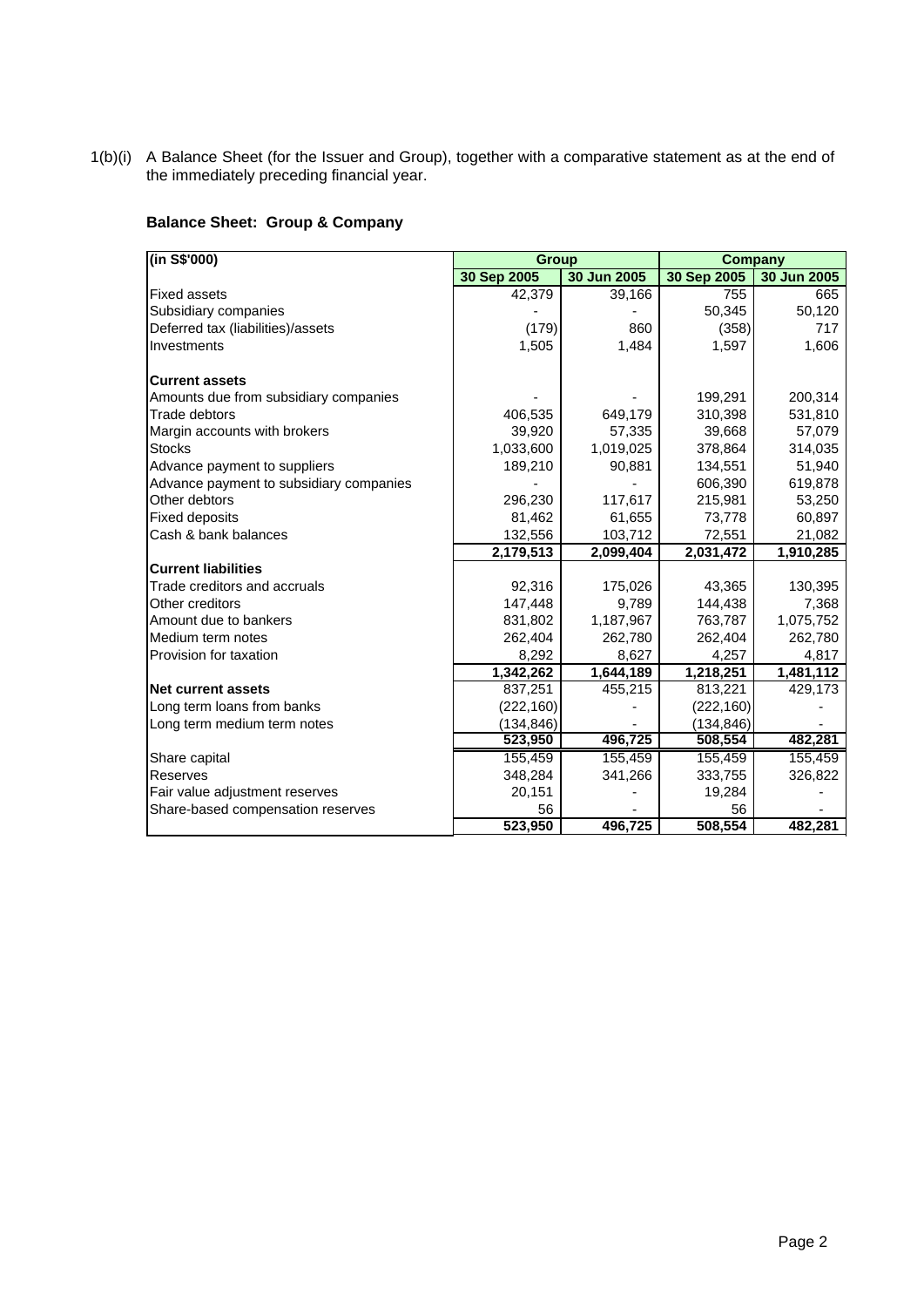1(b)(i) A Balance Sheet (for the Issuer and Group), together with a comparative statement as at the end of the immediately preceding financial year.

**Balance Sheet: Group & Company**

| (in S$'000) | Group | | Company | |
|---|---|---|---|---|
| | 30 Sep 2005 | 30 Jun 2005 | 30 Sep 2005 | 30 Jun 2005 |
| Fixed assets | 42,379 | 39,166 | 755 | 665 |
| Subsidiary companies | - | - | 50,345 | 50,120 |
| Deferred tax (liabilities)/assets | (179) | 860 | (358) | 717 |
| Investments | 1,505 | 1,484 | 1,597 | 1,606 |
| **Current assets** | | | | |
| Amounts due from subsidiary companies | - | - | 199,291 | 200,314 |
| Trade debtors | 406,535 | 649,179 | 310,398 | 531,810 |
| Margin accounts with brokers | 39,920 | 57,335 | 39,668 | 57,079 |
| Stocks | 1,033,600 | 1,019,025 | 378,864 | 314,035 |
| Advance payment to suppliers | 189,210 | 90,881 | 134,551 | 51,940 |
| Advance payment to subsidiary companies | - | - | 606,390 | 619,878 |
| Other debtors | 296,230 | 117,617 | 215,981 | 53,250 |
| Fixed deposits | 81,462 | 61,655 | 73,778 | 60,897 |
| Cash & bank balances | 132,556 | 103,712 | 72,551 | 21,082 |
| | 2,179,513 | 2,099,404 | 2,031,472 | 1,910,285 |
| **Current liabilities** | | | | |
| Trade creditors and accruals | 92,316 | 175,026 | 43,365 | 130,395 |
| Other creditors | 147,448 | 9,789 | 144,438 | 7,368 |
| Amount due to bankers | 831,802 | 1,187,967 | 763,787 | 1,075,752 |
| Medium term notes | 262,404 | 262,780 | 262,404 | 262,780 |
| Provision for taxation | 8,292 | 8,627 | 4,257 | 4,817 |
| | 1,342,262 | 1,644,189 | 1,218,251 | 1,481,112 |
| **Net current assets** | 837,251 | 455,215 | 813,221 | 429,173 |
| Long term loans from banks | (222,160) | - | (222,160) | - |
| Long term medium term notes | (134,846) | - | (134,846) | - |
| | 523,950 | 496,725 | 508,554 | 482,281 |
| Share capital | 155,459 | 155,459 | 155,459 | 155,459 |
| Reserves | 348,284 | 341,266 | 333,755 | 326,822 |
| Fair value adjustment reserves | 20,151 | - | 19,284 | - |
| Share-based compensation reserves | 56 | - | 56 | - |
| | 523,950 | 496,725 | 508,554 | 482,281 |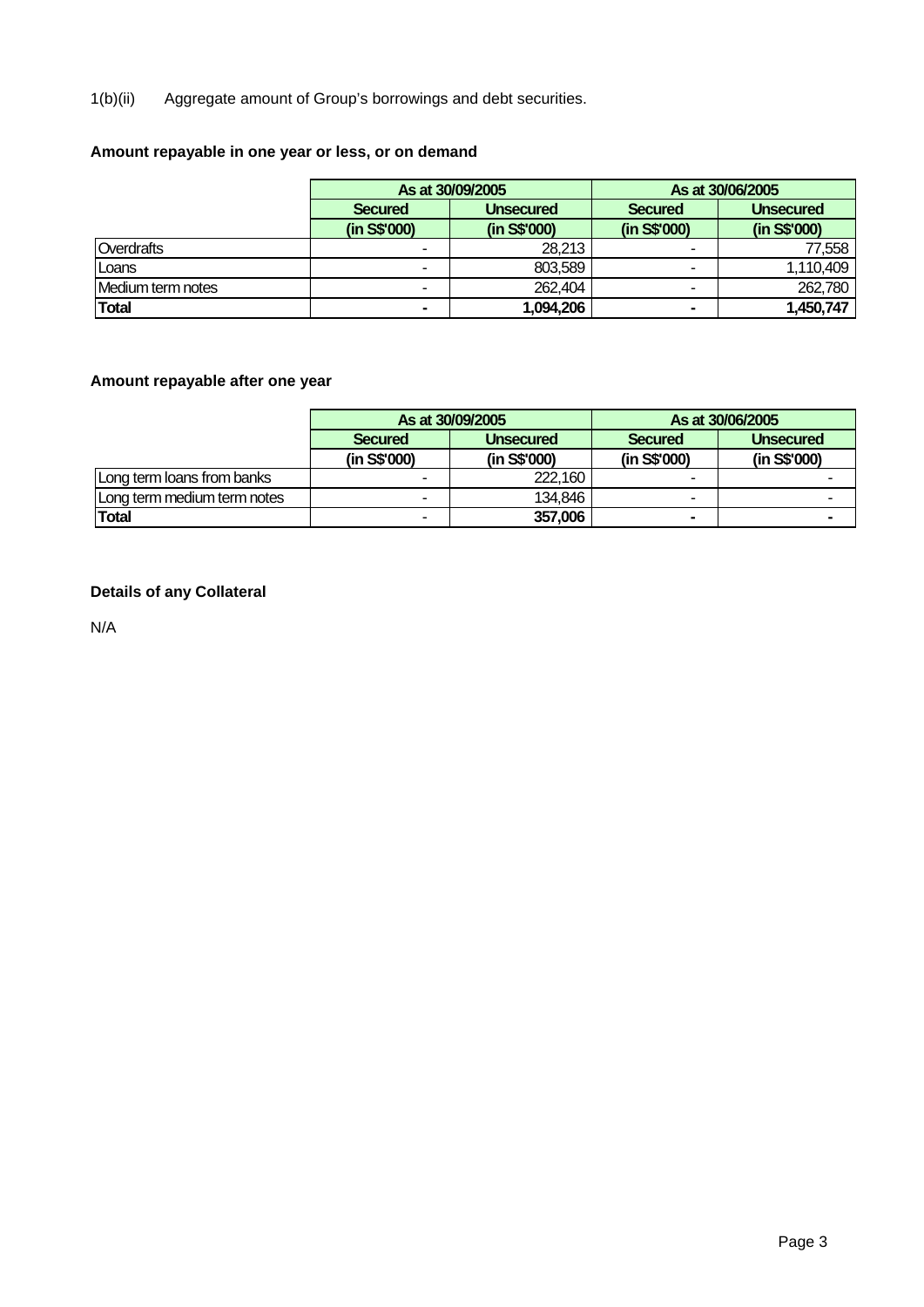1(b)(ii) Aggregate amount of Group's borrowings and debt securities.

**Amount repayable in one year or less, or on demand**

| | As at 30/09/2005 | | As at 30/06/2005 | |
|---|---|---|---|---|
| | Secured | Unsecured | Secured | Unsecured |
| | (in S$'000) | (in S$'000) | (in S$'000) | (in S$'000) |
| Overdrafts | - | 28,213 | - | 77,558 |
| Loans | - | 803,589 | - | 1,110,409 |
| Medium term notes | - | 262,404 | - | 262,780 |
| **Total** | **-** | **1,094,206** | **-** | **1,450,747** |

**Amount repayable after one year**

| | As at 30/09/2005 | | As at 30/06/2005 | |
|---|---|---|---|---|
| | Secured | Unsecured | Secured | Unsecured |
| | (in S$'000) | (in S$'000) | (in S$'000) | (in S$'000) |
| Long term loans from banks | - | 222,160 | - | - |
| Long term medium term notes | - | 134,846 | - | - |
| **Total** | - | **357,006** | **-** | **-** |

**Details of any Collateral**

N/A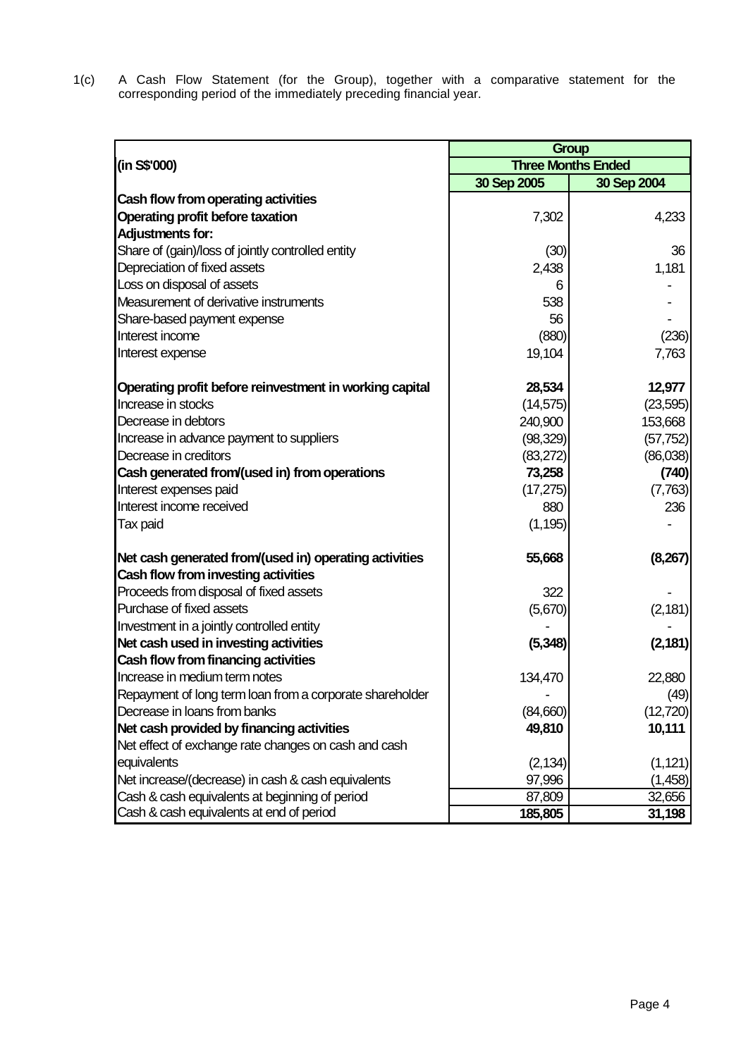1(c) A Cash Flow Statement (for the Group), together with a comparative statement for the corresponding period of the immediately preceding financial year.

| (in S$'000) | Group | |
|---|---|---|
| | Three Months Ended | |
| | 30 Sep 2005 | 30 Sep 2004 |
| **Cash flow from operating activities** | | |
| **Operating profit before taxation** | 7,302 | 4,233 |
| **Adjustments for:** | | |
| Share of (gain)/loss of jointly controlled entity | (30) | 36 |
| Depreciation of fixed assets | 2,438 | 1,181 |
| Loss on disposal of assets | 6 | - |
| Measurement of derivative instruments | 538 | - |
| Share-based payment expense | 56 | - |
| Interest income | (880) | (236) |
| Interest expense | 19,104 | 7,763 |
| **Operating profit before reinvestment in working capital** | **28,534** | **12,977** |
| Increase in stocks | (14,575) | (23,595) |
| Decrease in debtors | 240,900 | 153,668 |
| Increase in advance payment to suppliers | (98,329) | (57,752) |
| Decrease in creditors | (83,272) | (86,038) |
| **Cash generated from/(used in) from operations** | **73,258** | **(740)** |
| Interest expenses paid | (17,275) | (7,763) |
| Interest income received | 880 | 236 |
| Tax paid | (1,195) | - |
| **Net cash generated from/(used in) operating activities** | **55,668** | **(8,267)** |
| **Cash flow from investing activities** | | |
| Proceeds from disposal of fixed assets | 322 | - |
| Purchase of fixed assets | (5,670) | (2,181) |
| Investment in a jointly controlled entity | - | - |
| **Net cash used in investing activities** | **(5,348)** | **(2,181)** |
| **Cash flow from financing activities** | | |
| Increase in medium term notes | 134,470 | 22,880 |
| Repayment of long term loan from a corporate shareholder | - | (49) |
| Decrease in loans from banks | (84,660) | (12,720) |
| **Net cash provided by financing activities** | **49,810** | **10,111** |
| Net effect of exchange rate changes on cash and cash equivalents | (2,134) | (1,121) |
| Net increase/(decrease) in cash & cash equivalents | 97,996 | (1,458) |
| Cash & cash equivalents at beginning of period | 87,809 | 32,656 |
| Cash & cash equivalents at end of period | **185,805** | **31,198** |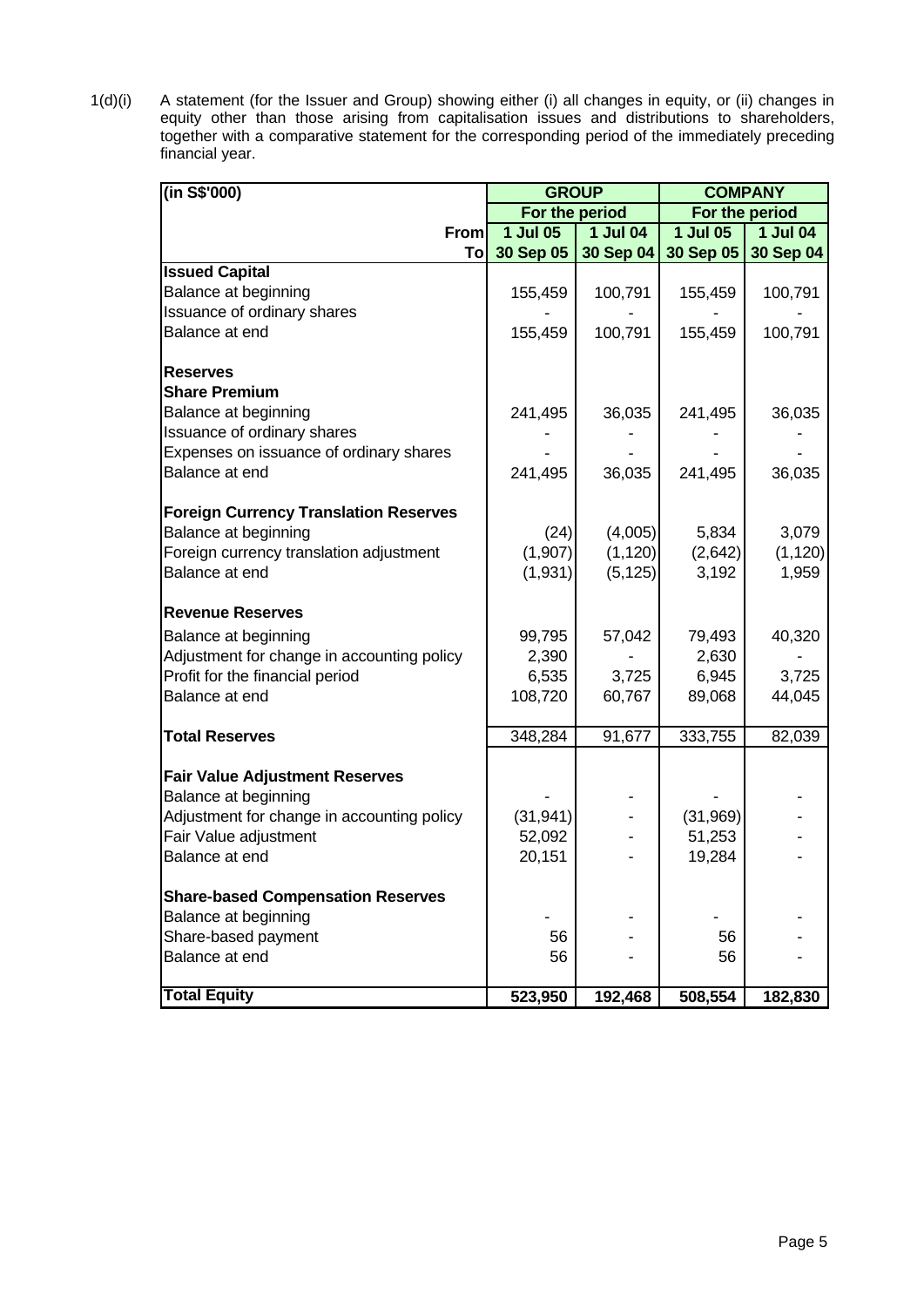1(d)(i) A statement (for the Issuer and Group) showing either (i) all changes in equity, or (ii) changes in equity other than those arising from capitalisation issues and distributions to shareholders, together with a comparative statement for the corresponding period of the immediately preceding financial year.

| (in S$'000) | GROUP | | COMPANY | |
|---|---|---|---|---|
| | For the period | | For the period | |
| From | 1 Jul 05 | 1 Jul 04 | 1 Jul 05 | 1 Jul 04 |
| To | 30 Sep 05 | 30 Sep 04 | 30 Sep 05 | 30 Sep 04 |
| **Issued Capital** | | | | |
| Balance at beginning | 155,459 | 100,791 | 155,459 | 100,791 |
| Issuance of ordinary shares | - | - | - | - |
| Balance at end | 155,459 | 100,791 | 155,459 | 100,791 |
| **Reserves** | | | | |
| **Share Premium** | | | | |
| Balance at beginning | 241,495 | 36,035 | 241,495 | 36,035 |
| Issuance of ordinary shares | - | - | - | - |
| Expenses on issuance of ordinary shares | - | - | - | - |
| Balance at end | 241,495 | 36,035 | 241,495 | 36,035 |
| **Foreign Currency Translation Reserves** | | | | |
| Balance at beginning | (24) | (4,005) | 5,834 | 3,079 |
| Foreign currency translation adjustment | (1,907) | (1,120) | (2,642) | (1,120) |
| Balance at end | (1,931) | (5,125) | 3,192 | 1,959 |
| **Revenue Reserves** | | | | |
| Balance at beginning | 99,795 | 57,042 | 79,493 | 40,320 |
| Adjustment for change in accounting policy | 2,390 | - | 2,630 | - |
| Profit for the financial period | 6,535 | 3,725 | 6,945 | 3,725 |
| Balance at end | 108,720 | 60,767 | 89,068 | 44,045 |
| **Total Reserves** | 348,284 | 91,677 | 333,755 | 82,039 |
| **Fair Value Adjustment Reserves** | | | | |
| Balance at beginning | - | - | - | - |
| Adjustment for change in accounting policy | (31,941) | - | (31,969) | - |
| Fair Value adjustment | 52,092 | - | 51,253 | - |
| Balance at end | 20,151 | - | 19,284 | - |
| **Share-based Compensation Reserves** | | | | |
| Balance at beginning | - | - | - | - |
| Share-based payment | 56 | - | 56 | - |
| Balance at end | 56 | - | 56 | - |
| **Total Equity** | **523,950** | **192,468** | **508,554** | **182,830** |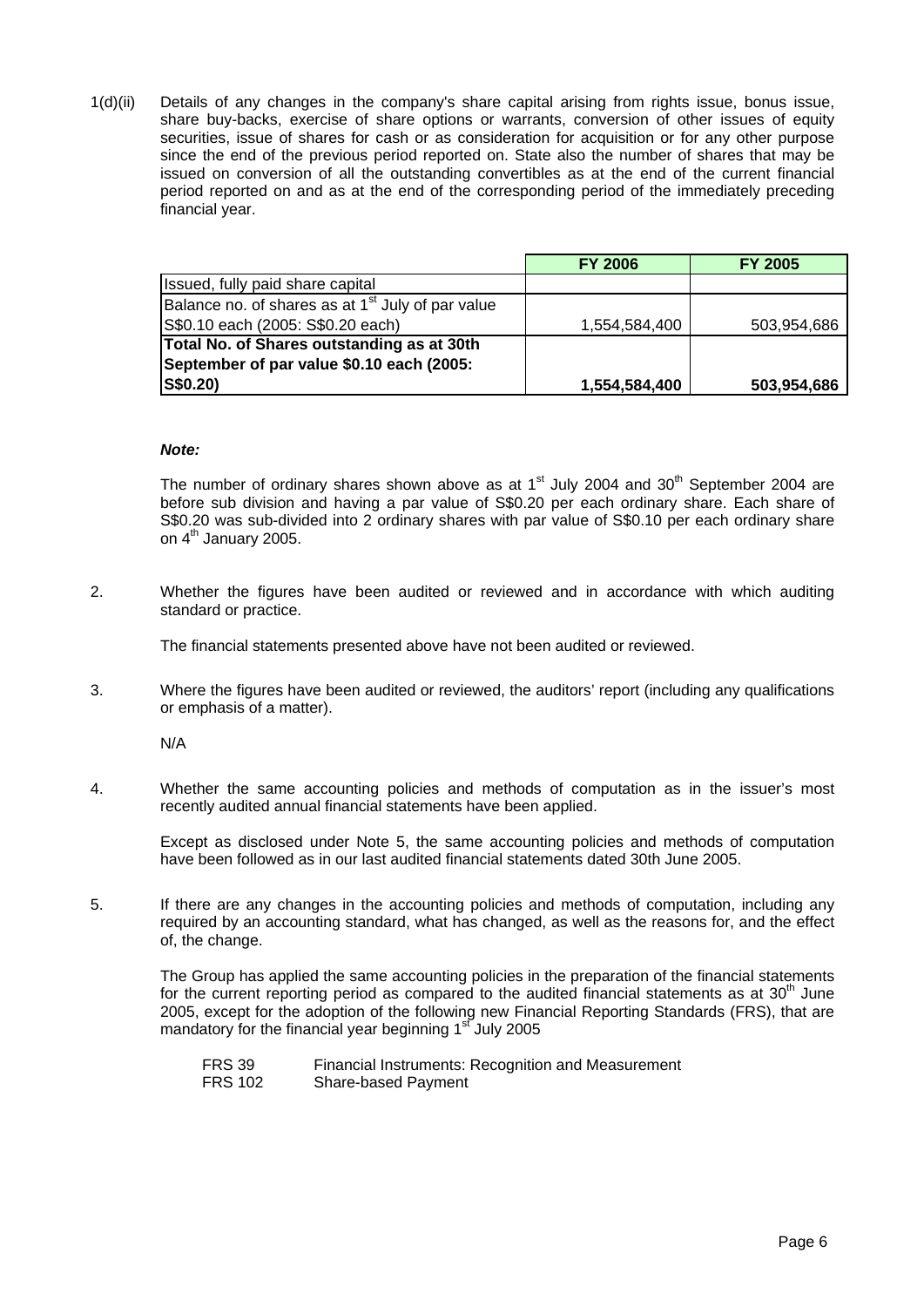1(d)(ii) Details of any changes in the company's share capital arising from rights issue, bonus issue, share buy-backs, exercise of share options or warrants, conversion of other issues of equity securities, issue of shares for cash or as consideration for acquisition or for any other purpose since the end of the previous period reported on. State also the number of shares that may be issued on conversion of all the outstanding convertibles as at the end of the current financial period reported on and as at the end of the corresponding period of the immediately preceding financial year.

| | FY 2006 | FY 2005 |
|---|---|---|
| Issued, fully paid share capital | | |
| Balance no. of shares as at 1st July of par value S$0.10 each (2005: S$0.20 each) | 1,554,584,400 | 503,954,686 |
| **Total No. of Shares outstanding as at 30th September of par value $0.10 each (2005: S$0.20)** | **1,554,584,400** | **503,954,686** |

***Note:***

The number of ordinary shares shown above as at 1st July 2004 and 30th September 2004 are before sub division and having a par value of S$0.20 per each ordinary share. Each share of S$0.20 was sub-divided into 2 ordinary shares with par value of S$0.10 per each ordinary share on 4th January 2005.

2. Whether the figures have been audited or reviewed and in accordance with which auditing standard or practice.

   The financial statements presented above have not been audited or reviewed.

3. Where the figures have been audited or reviewed, the auditors' report (including any qualifications or emphasis of a matter).

   N/A

4. Whether the same accounting policies and methods of computation as in the issuer's most recently audited annual financial statements have been applied.

   Except as disclosed under Note 5, the same accounting policies and methods of computation have been followed as in our last audited financial statements dated 30th June 2005.

5. If there are any changes in the accounting policies and methods of computation, including any required by an accounting standard, what has changed, as well as the reasons for, and the effect of, the change.

   The Group has applied the same accounting policies in the preparation of the financial statements for the current reporting period as compared to the audited financial statements as at 30th June 2005, except for the adoption of the following new Financial Reporting Standards (FRS), that are mandatory for the financial year beginning 1st July 2005

   FRS 39 Financial Instruments: Recognition and Measurement
   FRS 102 Share-based Payment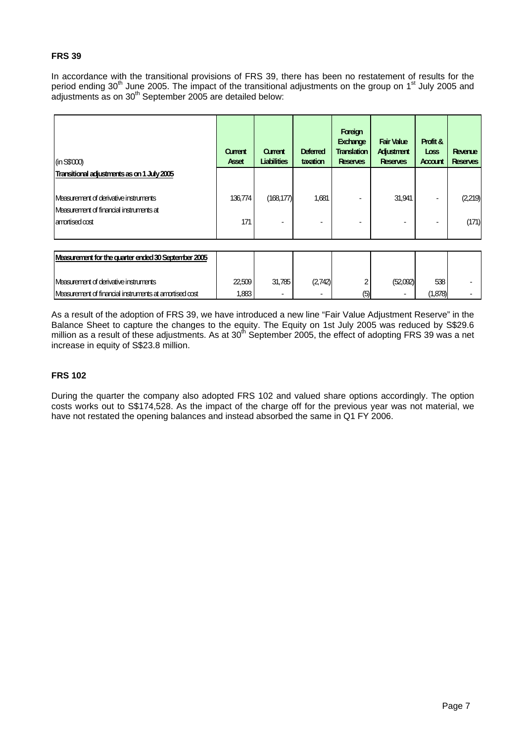**FRS 39**

In accordance with the transitional provisions of FRS 39, there has been no restatement of results for the period ending 30th June 2005. The impact of the transitional adjustments on the group on 1st July 2005 and adjustments as on 30th September 2005 are detailed below:

| (in S$'000) | Current Asset | Current Liabilities | Deferred taxation | Foreign Exchange Translation Reserves | Fair Value Adjustment Reserves | Profit & Loss Account | Revenue Reserves |
|---|---|---|---|---|---|---|---|
| **Transitional adjustments as on 1 July 2005** | | | | | | | |
| Measurement of derivative instruments | 136,774 | (168,177) | 1,681 | - | 31,941 | - | (2,219) |
| Measurement of financial instruments at amortised cost | 171 | - | - | - | - | - | (171) |
| **Measurement for the quarter ended 30 September 2005** | | | | | | | |
| Measurement of derivative instruments | 22,509 | 31,785 | (2,742) | 2 | (52,092) | 538 | - |
| Measurement of financial instruments at amortised cost | 1,883 | - | - | (5) | - | (1,878) | - |

As a result of the adoption of FRS 39, we have introduced a new line "Fair Value Adjustment Reserve" in the Balance Sheet to capture the changes to the equity. The Equity on 1st July 2005 was reduced by S$29.6 million as a result of these adjustments. As at 30th September 2005, the effect of adopting FRS 39 was a net increase in equity of S$23.8 million.

**FRS 102**

During the quarter the company also adopted FRS 102 and valued share options accordingly. The option costs works out to S$174,528. As the impact of the charge off for the previous year was not material, we have not restated the opening balances and instead absorbed the same in Q1 FY 2006.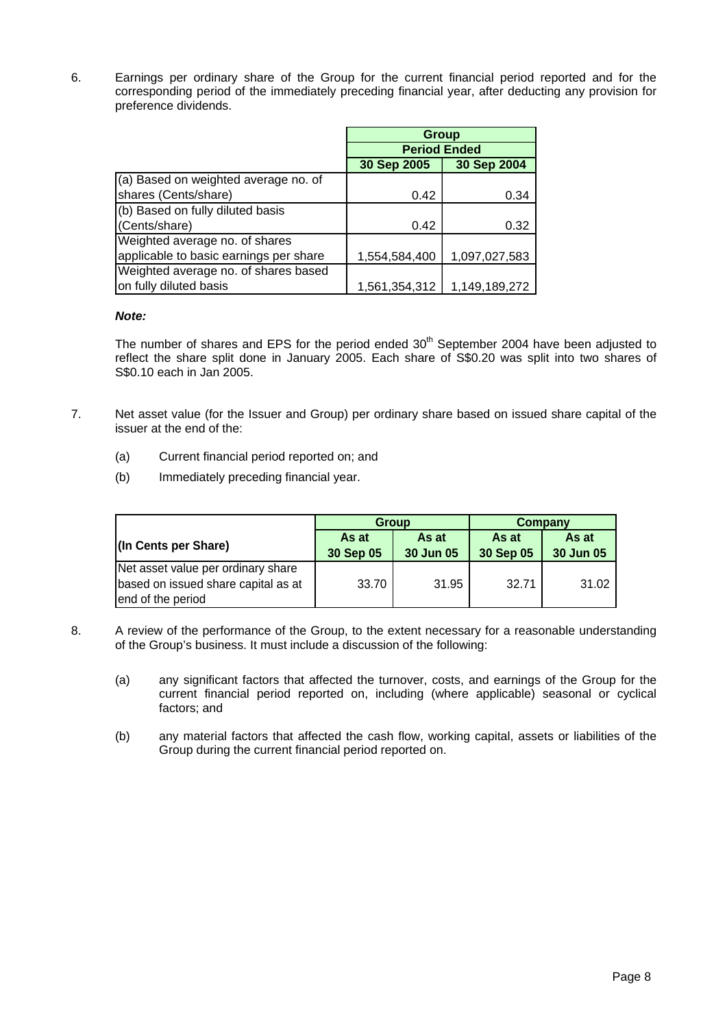6. Earnings per ordinary share of the Group for the current financial period reported and for the corresponding period of the immediately preceding financial year, after deducting any provision for preference dividends.

| | Group | |
|---|---|---|
| | Period Ended | |
| | 30 Sep 2005 | 30 Sep 2004 |
| (a) Based on weighted average no. of shares (Cents/share) | 0.42 | 0.34 |
| (b) Based on fully diluted basis (Cents/share) | 0.42 | 0.32 |
| Weighted average no. of shares applicable to basic earnings per share | 1,554,584,400 | 1,097,027,583 |
| Weighted average no. of shares based on fully diluted basis | 1,561,354,312 | 1,149,189,272 |

***Note:***

The number of shares and EPS for the period ended 30th September 2004 have been adjusted to reflect the share split done in January 2005. Each share of S$0.20 was split into two shares of S$0.10 each in Jan 2005.

7. Net asset value (for the Issuer and Group) per ordinary share based on issued share capital of the issuer at the end of the:

   (a) Current financial period reported on; and

   (b) Immediately preceding financial year.

| (In Cents per Share) | Group | | Company | |
|---|---|---|---|---|
| | As at 30 Sep 05 | As at 30 Jun 05 | As at 30 Sep 05 | As at 30 Jun 05 |
| Net asset value per ordinary share based on issued share capital as at end of the period | 33.70 | 31.95 | 32.71 | 31.02 |

8. A review of the performance of the Group, to the extent necessary for a reasonable understanding of the Group's business. It must include a discussion of the following:

   (a) any significant factors that affected the turnover, costs, and earnings of the Group for the current financial period reported on, including (where applicable) seasonal or cyclical factors; and

   (b) any material factors that affected the cash flow, working capital, assets or liabilities of the Group during the current financial period reported on.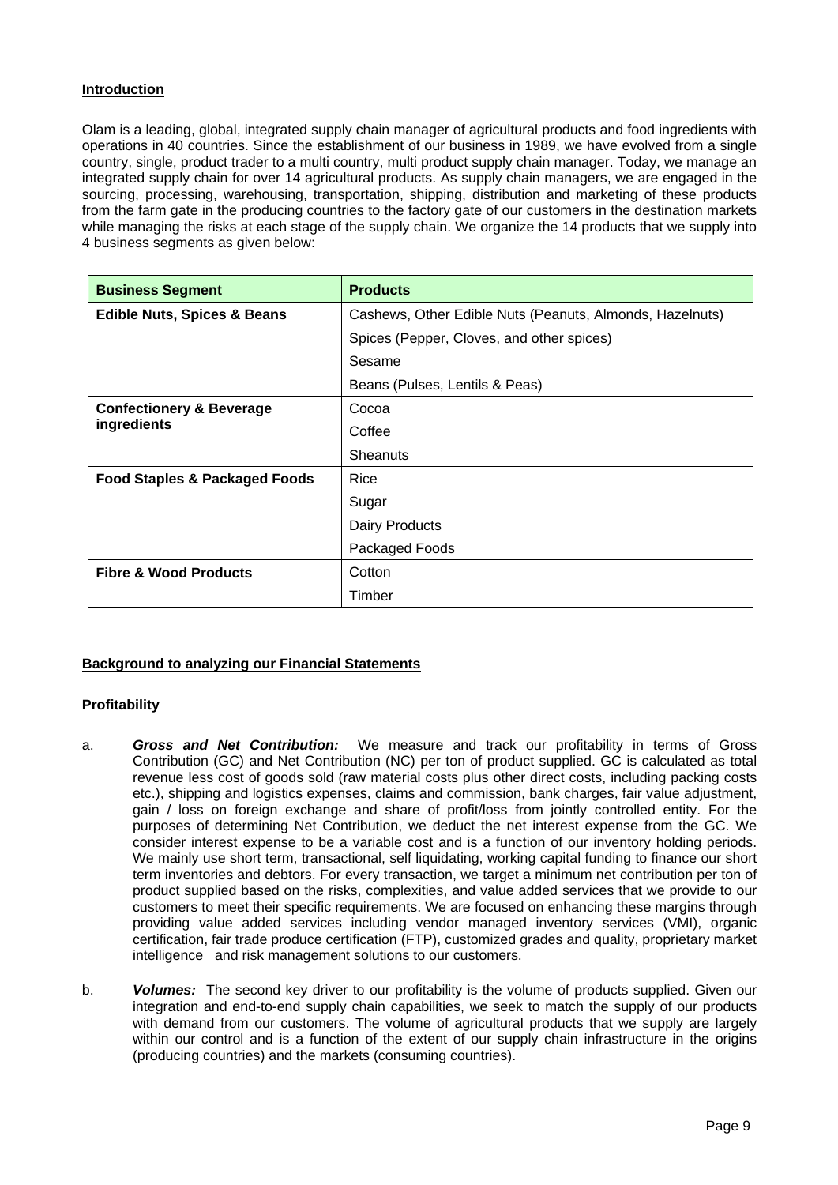## Introduction

Olam is a leading, global, integrated supply chain manager of agricultural products and food ingredients with operations in 40 countries. Since the establishment of our business in 1989, we have evolved from a single country, single, product trader to a multi country, multi product supply chain manager. Today, we manage an integrated supply chain for over 14 agricultural products. As supply chain managers, we are engaged in the sourcing, processing, warehousing, transportation, shipping, distribution and marketing of these products from the farm gate in the producing countries to the factory gate of our customers in the destination markets while managing the risks at each stage of the supply chain. We organize the 14 products that we supply into 4 business segments as given below:

| Business Segment | Products |
|---|---|
| **Edible Nuts, Spices & Beans** | Cashews, Other Edible Nuts (Peanuts, Almonds, Hazelnuts) |
| | Spices (Pepper, Cloves, and other spices) |
| | Sesame |
| | Beans (Pulses, Lentils & Peas) |
| **Confectionery & Beverage ingredients** | Cocoa |
| | Coffee |
| | Sheanuts |
| **Food Staples & Packaged Foods** | Rice |
| | Sugar |
| | Dairy Products |
| | Packaged Foods |
| **Fibre & Wood Products** | Cotton |
| | Timber |

## Background to analyzing our Financial Statements

### Profitability

a. ***Gross and Net Contribution:*** We measure and track our profitability in terms of Gross Contribution (GC) and Net Contribution (NC) per ton of product supplied. GC is calculated as total revenue less cost of goods sold (raw material costs plus other direct costs, including packing costs etc.), shipping and logistics expenses, claims and commission, bank charges, fair value adjustment, gain / loss on foreign exchange and share of profit/loss from jointly controlled entity. For the purposes of determining Net Contribution, we deduct the net interest expense from the GC. We consider interest expense to be a variable cost and is a function of our inventory holding periods. We mainly use short term, transactional, self liquidating, working capital funding to finance our short term inventories and debtors. For every transaction, we target a minimum net contribution per ton of product supplied based on the risks, complexities, and value added services that we provide to our customers to meet their specific requirements. We are focused on enhancing these margins through providing value added services including vendor managed inventory services (VMI), organic certification, fair trade produce certification (FTP), customized grades and quality, proprietary market intelligence and risk management solutions to our customers.

b. ***Volumes:*** The second key driver to our profitability is the volume of products supplied. Given our integration and end-to-end supply chain capabilities, we seek to match the supply of our products with demand from our customers. The volume of agricultural products that we supply are largely within our control and is a function of the extent of our supply chain infrastructure in the origins (producing countries) and the markets (consuming countries).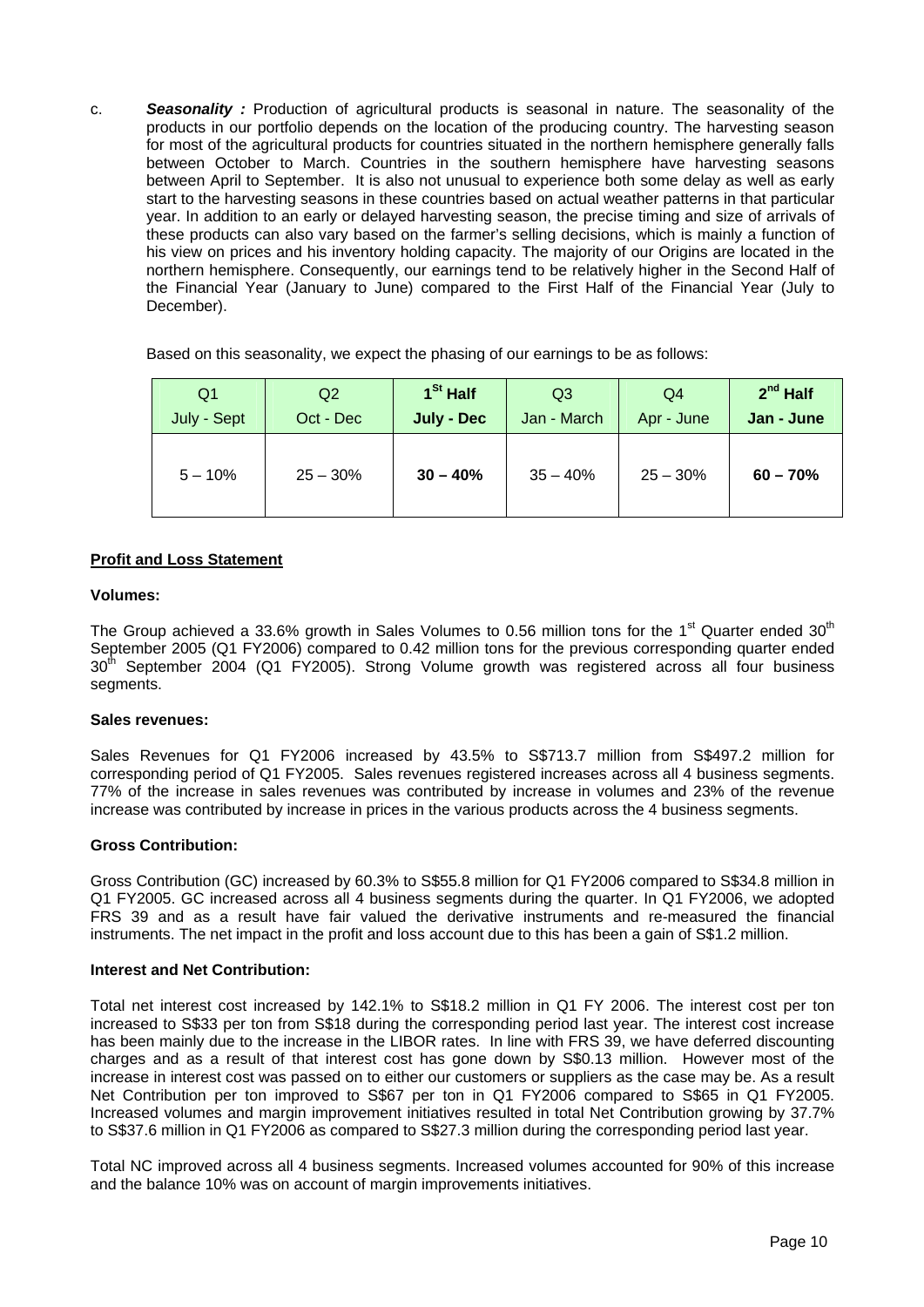c. ***Seasonality :*** Production of agricultural products is seasonal in nature. The seasonality of the products in our portfolio depends on the location of the producing country. The harvesting season for most of the agricultural products for countries situated in the northern hemisphere generally falls between October to March. Countries in the southern hemisphere have harvesting seasons between April to September. It is also not unusual to experience both some delay as well as early start to the harvesting seasons in these countries based on actual weather patterns in that particular year. In addition to an early or delayed harvesting season, the precise timing and size of arrivals of these products can also vary based on the farmer's selling decisions, which is mainly a function of his view on prices and his inventory holding capacity. The majority of our Origins are located in the northern hemisphere. Consequently, our earnings tend to be relatively higher in the Second Half of the Financial Year (January to June) compared to the First Half of the Financial Year (July to December).

Based on this seasonality, we expect the phasing of our earnings to be as follows:

| Q1<br>July - Sept | Q2<br>Oct - Dec | **1st Half<br>July - Dec** | Q3<br>Jan - March | Q4<br>Apr - June | **2nd Half<br>Jan - June** |
|---|---|---|---|---|---|
| 5 – 10% | 25 – 30% | **30 – 40%** | 35 – 40% | 25 – 30% | **60 – 70%** |

## Profit and Loss Statement

### Volumes:

The Group achieved a 33.6% growth in Sales Volumes to 0.56 million tons for the 1st Quarter ended 30th September 2005 (Q1 FY2006) compared to 0.42 million tons for the previous corresponding quarter ended 30th September 2004 (Q1 FY2005). Strong Volume growth was registered across all four business segments.

### Sales revenues:

Sales Revenues for Q1 FY2006 increased by 43.5% to S$713.7 million from S$497.2 million for corresponding period of Q1 FY2005. Sales revenues registered increases across all 4 business segments. 77% of the increase in sales revenues was contributed by increase in volumes and 23% of the revenue increase was contributed by increase in prices in the various products across the 4 business segments.

### Gross Contribution:

Gross Contribution (GC) increased by 60.3% to S$55.8 million for Q1 FY2006 compared to S$34.8 million in Q1 FY2005. GC increased across all 4 business segments during the quarter. In Q1 FY2006, we adopted FRS 39 and as a result have fair valued the derivative instruments and re-measured the financial instruments. The net impact in the profit and loss account due to this has been a gain of S$1.2 million.

### Interest and Net Contribution:

Total net interest cost increased by 142.1% to S$18.2 million in Q1 FY 2006. The interest cost per ton increased to S$33 per ton from S$18 during the corresponding period last year. The interest cost increase has been mainly due to the increase in the LIBOR rates. In line with FRS 39, we have deferred discounting charges and as a result of that interest cost has gone down by S$0.13 million. However most of the increase in interest cost was passed on to either our customers or suppliers as the case may be. As a result Net Contribution per ton improved to S$67 per ton in Q1 FY2006 compared to S$65 in Q1 FY2005. Increased volumes and margin improvement initiatives resulted in total Net Contribution growing by 37.7% to S$37.6 million in Q1 FY2006 as compared to S$27.3 million during the corresponding period last year.

Total NC improved across all 4 business segments. Increased volumes accounted for 90% of this increase and the balance 10% was on account of margin improvements initiatives.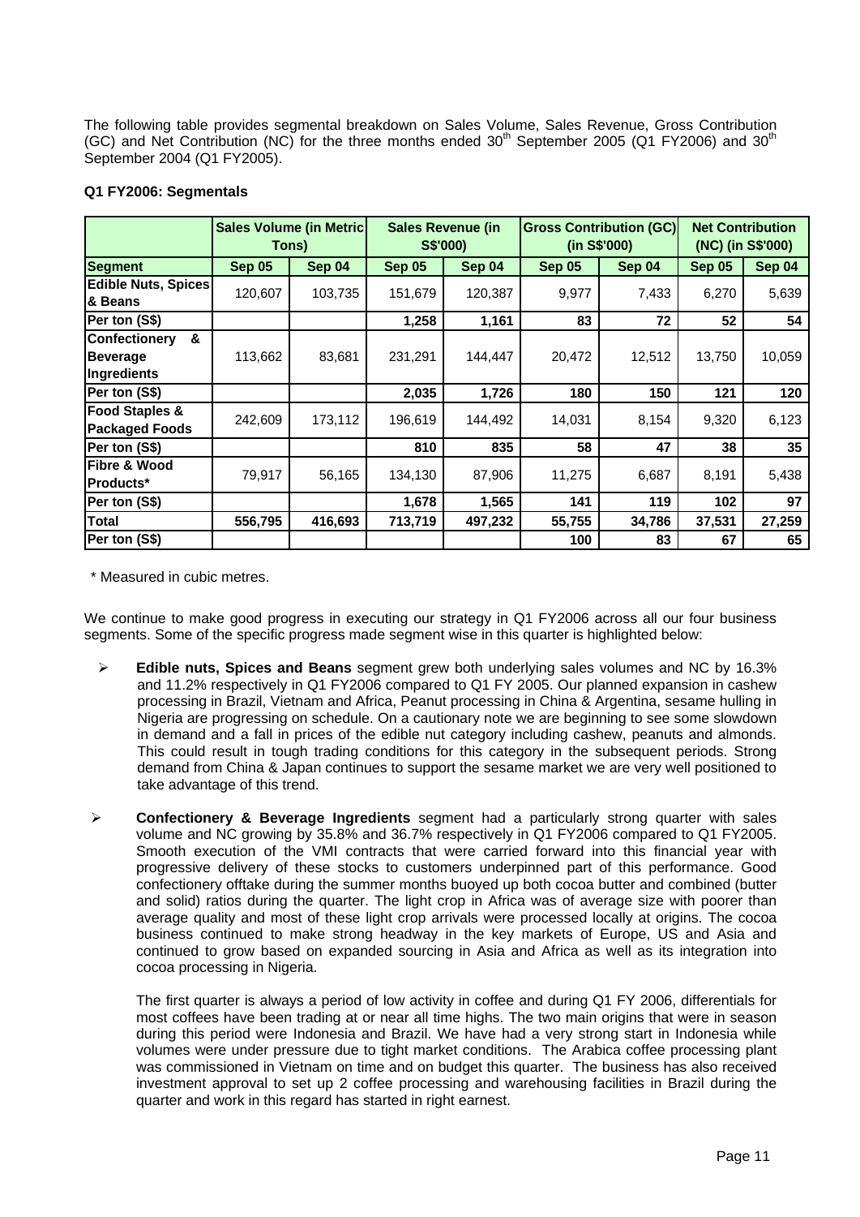The following table provides segmental breakdown on Sales Volume, Sales Revenue, Gross Contribution (GC) and Net Contribution (NC) for the three months ended 30th September 2005 (Q1 FY2006) and 30th September 2004 (Q1 FY2005).

**Q1 FY2006: Segmentals**

| | Sales Volume (in Metric Tons) | | Sales Revenue (in S$'000) | | Gross Contribution (GC) (in S$'000) | | Net Contribution (NC) (in S$'000) | |
|---|---|---|---|---|---|---|---|---|
| **Segment** | **Sep 05** | **Sep 04** | **Sep 05** | **Sep 04** | **Sep 05** | **Sep 04** | **Sep 05** | **Sep 04** |
| **Edible Nuts, Spices & Beans** | 120,607 | 103,735 | 151,679 | 120,387 | 9,977 | 7,433 | 6,270 | 5,639 |
| **Per ton (S$)** | | | **1,258** | **1,161** | **83** | **72** | **52** | **54** |
| **Confectionery & Beverage Ingredients** | 113,662 | 83,681 | 231,291 | 144,447 | 20,472 | 12,512 | 13,750 | 10,059 |
| **Per ton (S$)** | | | **2,035** | **1,726** | **180** | **150** | **121** | **120** |
| **Food Staples & Packaged Foods** | 242,609 | 173,112 | 196,619 | 144,492 | 14,031 | 8,154 | 9,320 | 6,123 |
| **Per ton (S$)** | | | **810** | **835** | **58** | **47** | **38** | **35** |
| **Fibre & Wood Products*** | 79,917 | 56,165 | 134,130 | 87,906 | 11,275 | 6,687 | 8,191 | 5,438 |
| **Per ton (S$)** | | | **1,678** | **1,565** | **141** | **119** | **102** | **97** |
| **Total** | **556,795** | **416,693** | **713,719** | **497,232** | **55,755** | **34,786** | **37,531** | **27,259** |
| **Per ton (S$)** | | | | | **100** | **83** | **67** | **65** |

\* Measured in cubic metres.

We continue to make good progress in executing our strategy in Q1 FY2006 across all our four business segments. Some of the specific progress made segment wise in this quarter is highlighted below:

- **Edible nuts, Spices and Beans** segment grew both underlying sales volumes and NC by 16.3% and 11.2% respectively in Q1 FY2006 compared to Q1 FY 2005. Our planned expansion in cashew processing in Brazil, Vietnam and Africa, Peanut processing in China & Argentina, sesame hulling in Nigeria are progressing on schedule. On a cautionary note we are beginning to see some slowdown in demand and a fall in prices of the edible nut category including cashew, peanuts and almonds. This could result in tough trading conditions for this category in the subsequent periods. Strong demand from China & Japan continues to support the sesame market we are very well positioned to take advantage of this trend.

- **Confectionery & Beverage Ingredients** segment had a particularly strong quarter with sales volume and NC growing by 35.8% and 36.7% respectively in Q1 FY2006 compared to Q1 FY2005. Smooth execution of the VMI contracts that were carried forward into this financial year with progressive delivery of these stocks to customers underpinned part of this performance. Good confectionery offtake during the summer months buoyed up both cocoa butter and combined (butter and solid) ratios during the quarter. The light crop in Africa was of average size with poorer than average quality and most of these light crop arrivals were processed locally at origins. The cocoa business continued to make strong headway in the key markets of Europe, US and Asia and continued to grow based on expanded sourcing in Asia and Africa as well as its integration into cocoa processing in Nigeria.

  The first quarter is always a period of low activity in coffee and during Q1 FY 2006, differentials for most coffees have been trading at or near all time highs. The two main origins that were in season during this period were Indonesia and Brazil. We have had a very strong start in Indonesia while volumes were under pressure due to tight market conditions. The Arabica coffee processing plant was commissioned in Vietnam on time and on budget this quarter. The business has also received investment approval to set up 2 coffee processing and warehousing facilities in Brazil during the quarter and work in this regard has started in right earnest.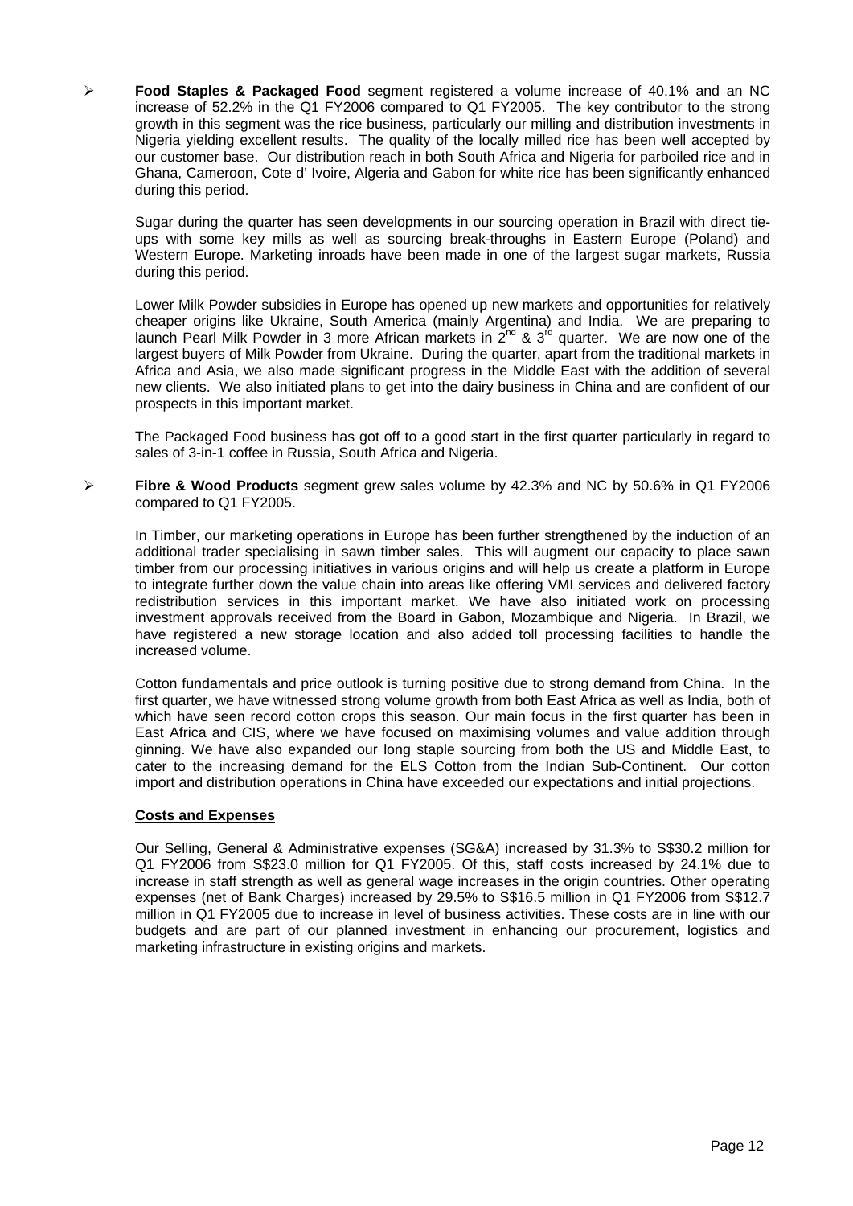- **Food Staples & Packaged Food** segment registered a volume increase of 40.1% and an NC increase of 52.2% in the Q1 FY2006 compared to Q1 FY2005. The key contributor to the strong growth in this segment was the rice business, particularly our milling and distribution investments in Nigeria yielding excellent results. The quality of the locally milled rice has been well accepted by our customer base. Our distribution reach in both South Africa and Nigeria for parboiled rice and in Ghana, Cameroon, Cote d' Ivoire, Algeria and Gabon for white rice has been significantly enhanced during this period.

  Sugar during the quarter has seen developments in our sourcing operation in Brazil with direct tie-ups with some key mills as well as sourcing break-throughs in Eastern Europe (Poland) and Western Europe. Marketing inroads have been made in one of the largest sugar markets, Russia during this period.

  Lower Milk Powder subsidies in Europe has opened up new markets and opportunities for relatively cheaper origins like Ukraine, South America (mainly Argentina) and India. We are preparing to launch Pearl Milk Powder in 3 more African markets in 2nd & 3rd quarter. We are now one of the largest buyers of Milk Powder from Ukraine. During the quarter, apart from the traditional markets in Africa and Asia, we also made significant progress in the Middle East with the addition of several new clients. We also initiated plans to get into the dairy business in China and are confident of our prospects in this important market.

  The Packaged Food business has got off to a good start in the first quarter particularly in regard to sales of 3-in-1 coffee in Russia, South Africa and Nigeria.

- **Fibre & Wood Products** segment grew sales volume by 42.3% and NC by 50.6% in Q1 FY2006 compared to Q1 FY2005.

  In Timber, our marketing operations in Europe has been further strengthened by the induction of an additional trader specialising in sawn timber sales. This will augment our capacity to place sawn timber from our processing initiatives in various origins and will help us create a platform in Europe to integrate further down the value chain into areas like offering VMI services and delivered factory redistribution services in this important market. We have also initiated work on processing investment approvals received from the Board in Gabon, Mozambique and Nigeria. In Brazil, we have registered a new storage location and also added toll processing facilities to handle the increased volume.

  Cotton fundamentals and price outlook is turning positive due to strong demand from China. In the first quarter, we have witnessed strong volume growth from both East Africa as well as India, both of which have seen record cotton crops this season. Our main focus in the first quarter has been in East Africa and CIS, where we have focused on maximising volumes and value addition through ginning. We have also expanded our long staple sourcing from both the US and Middle East, to cater to the increasing demand for the ELS Cotton from the Indian Sub-Continent. Our cotton import and distribution operations in China have exceeded our expectations and initial projections.

**Costs and Expenses**

Our Selling, General & Administrative expenses (SG&A) increased by 31.3% to S$30.2 million for Q1 FY2006 from S$23.0 million for Q1 FY2005. Of this, staff costs increased by 24.1% due to increase in staff strength as well as general wage increases in the origin countries. Other operating expenses (net of Bank Charges) increased by 29.5% to S$16.5 million in Q1 FY2006 from S$12.7 million in Q1 FY2005 due to increase in level of business activities. These costs are in line with our budgets and are part of our planned investment in enhancing our procurement, logistics and marketing infrastructure in existing origins and markets.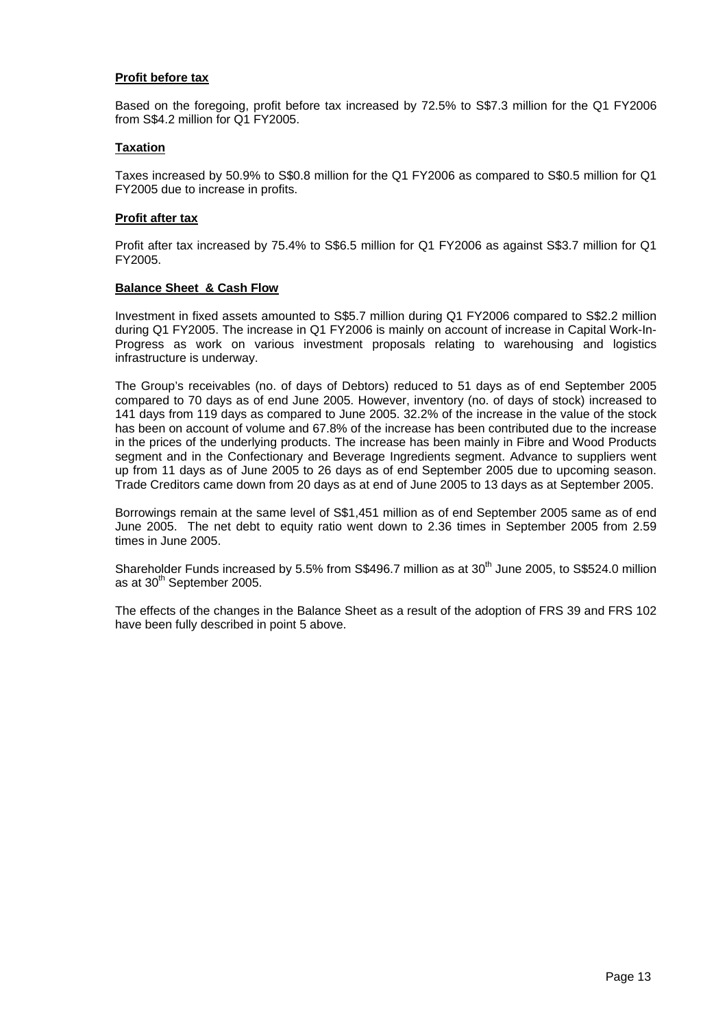**Profit before tax**

Based on the foregoing, profit before tax increased by 72.5% to S$7.3 million for the Q1 FY2006 from S$4.2 million for Q1 FY2005.

**Taxation**

Taxes increased by 50.9% to S$0.8 million for the Q1 FY2006 as compared to S$0.5 million for Q1 FY2005 due to increase in profits.

**Profit after tax**

Profit after tax increased by 75.4% to S$6.5 million for Q1 FY2006 as against S$3.7 million for Q1 FY2005.

**Balance Sheet & Cash Flow**

Investment in fixed assets amounted to S$5.7 million during Q1 FY2006 compared to S$2.2 million during Q1 FY2005. The increase in Q1 FY2006 is mainly on account of increase in Capital Work-In-Progress as work on various investment proposals relating to warehousing and logistics infrastructure is underway.

The Group's receivables (no. of days of Debtors) reduced to 51 days as of end September 2005 compared to 70 days as of end June 2005. However, inventory (no. of days of stock) increased to 141 days from 119 days as compared to June 2005. 32.2% of the increase in the value of the stock has been on account of volume and 67.8% of the increase has been contributed due to the increase in the prices of the underlying products. The increase has been mainly in Fibre and Wood Products segment and in the Confectionary and Beverage Ingredients segment. Advance to suppliers went up from 11 days as of June 2005 to 26 days as of end September 2005 due to upcoming season. Trade Creditors came down from 20 days as at end of June 2005 to 13 days as at September 2005.

Borrowings remain at the same level of S$1,451 million as of end September 2005 same as of end June 2005. The net debt to equity ratio went down to 2.36 times in September 2005 from 2.59 times in June 2005.

Shareholder Funds increased by 5.5% from S$496.7 million as at 30th June 2005, to S$524.0 million as at 30th September 2005.

The effects of the changes in the Balance Sheet as a result of the adoption of FRS 39 and FRS 102 have been fully described in point 5 above.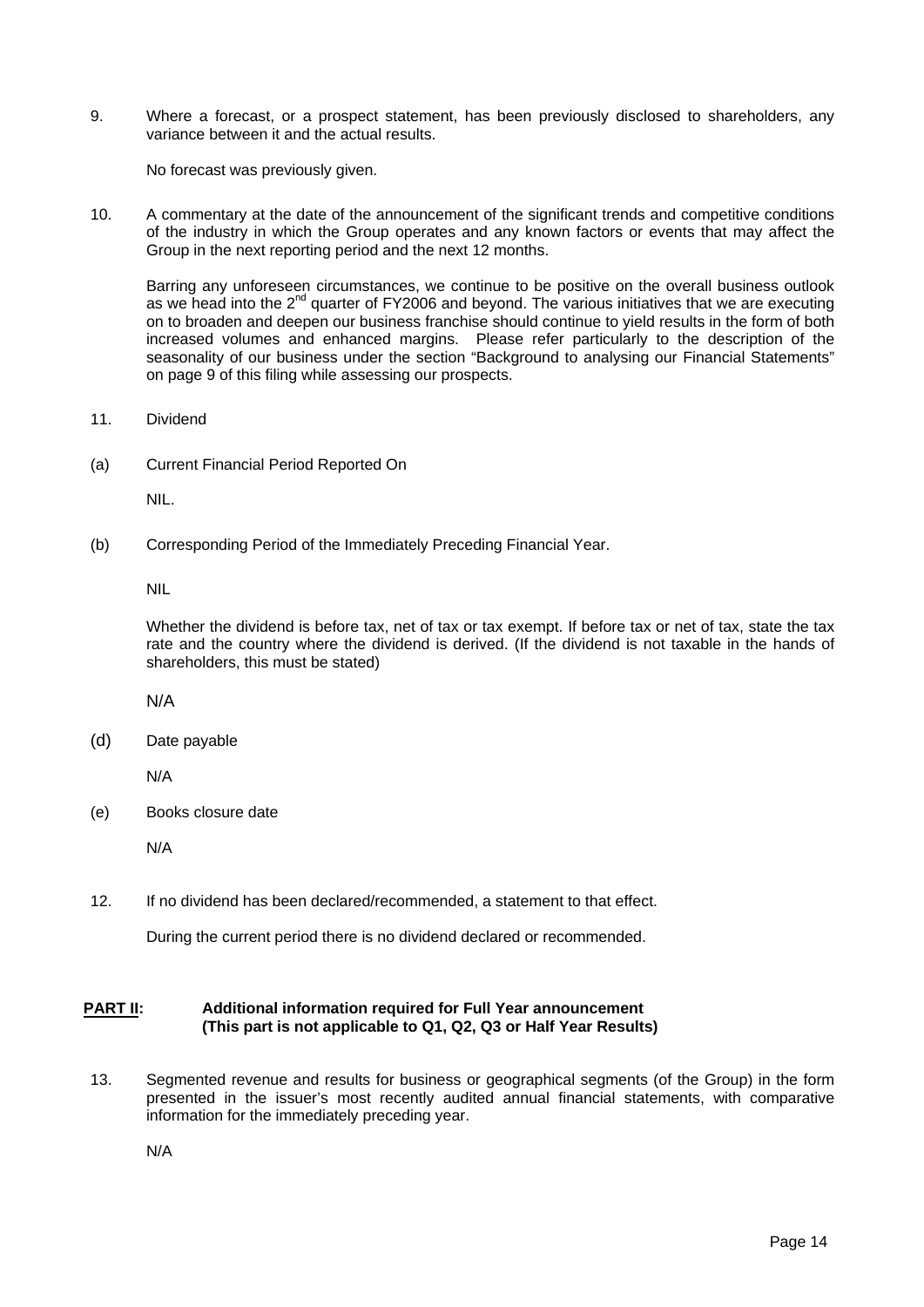9. Where a forecast, or a prospect statement, has been previously disclosed to shareholders, any variance between it and the actual results.

   No forecast was previously given.

10. A commentary at the date of the announcement of the significant trends and competitive conditions of the industry in which the Group operates and any known factors or events that may affect the Group in the next reporting period and the next 12 months.

    Barring any unforeseen circumstances, we continue to be positive on the overall business outlook as we head into the 2nd quarter of FY2006 and beyond. The various initiatives that we are executing on to broaden and deepen our business franchise should continue to yield results in the form of both increased volumes and enhanced margins. Please refer particularly to the description of the seasonality of our business under the section "Background to analysing our Financial Statements" on page 9 of this filing while assessing our prospects.

11. Dividend

(a) Current Financial Period Reported On

    NIL.

(b) Corresponding Period of the Immediately Preceding Financial Year.

    NIL

    Whether the dividend is before tax, net of tax or tax exempt. If before tax or net of tax, state the tax rate and the country where the dividend is derived. (If the dividend is not taxable in the hands of shareholders, this must be stated)

    N/A

(d) Date payable

    N/A

(e) Books closure date

    N/A

12. If no dividend has been declared/recommended, a statement to that effect.

    During the current period there is no dividend declared or recommended.

**PART II: Additional information required for Full Year announcement (This part is not applicable to Q1, Q2, Q3 or Half Year Results)**

13. Segmented revenue and results for business or geographical segments (of the Group) in the form presented in the issuer's most recently audited annual financial statements, with comparative information for the immediately preceding year.

    N/A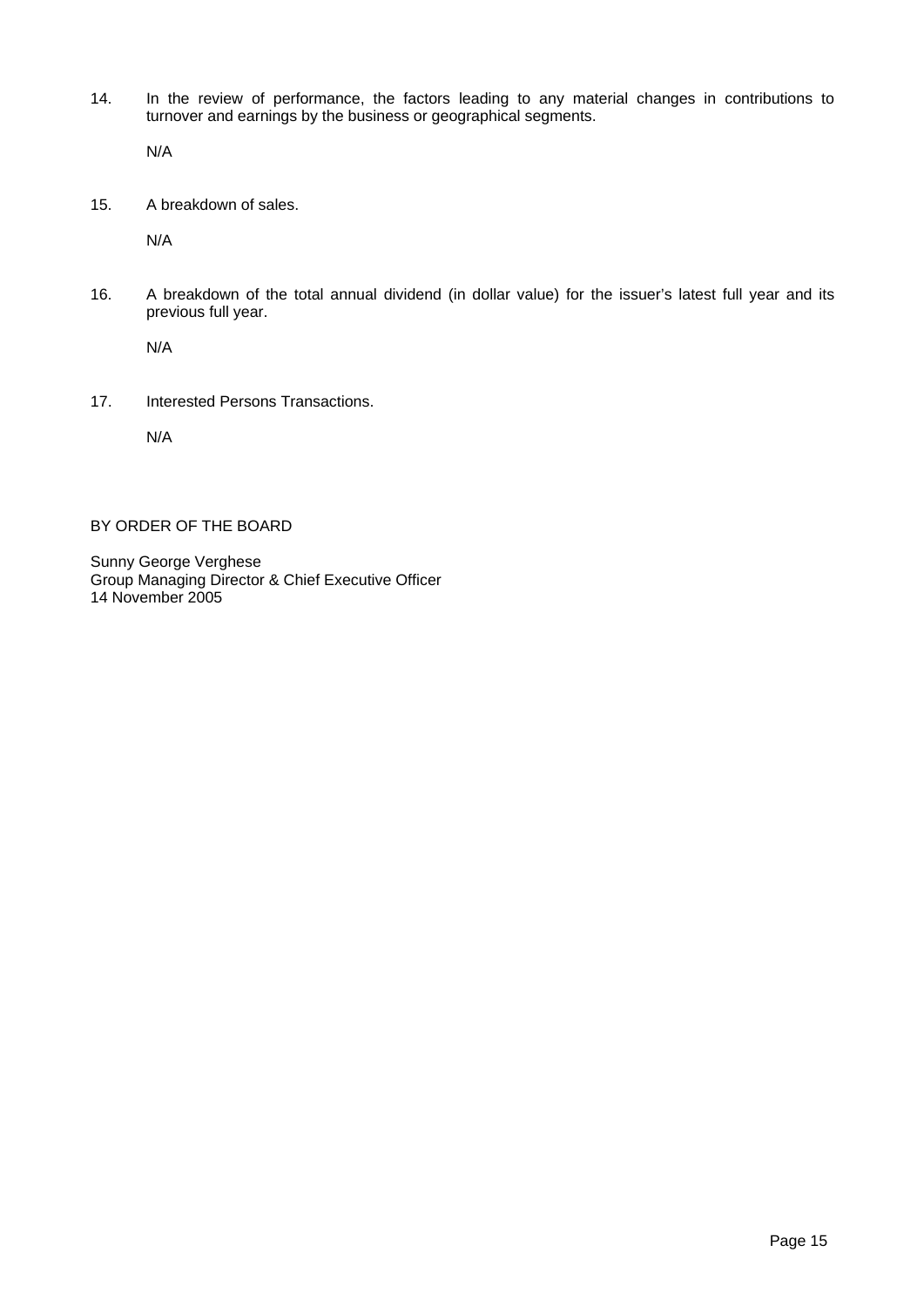14. In the review of performance, the factors leading to any material changes in contributions to turnover and earnings by the business or geographical segments.

    N/A

15. A breakdown of sales.

    N/A

16. A breakdown of the total annual dividend (in dollar value) for the issuer's latest full year and its previous full year.

    N/A

17. Interested Persons Transactions.

    N/A

BY ORDER OF THE BOARD

Sunny George Verghese
Group Managing Director & Chief Executive Officer
14 November 2005